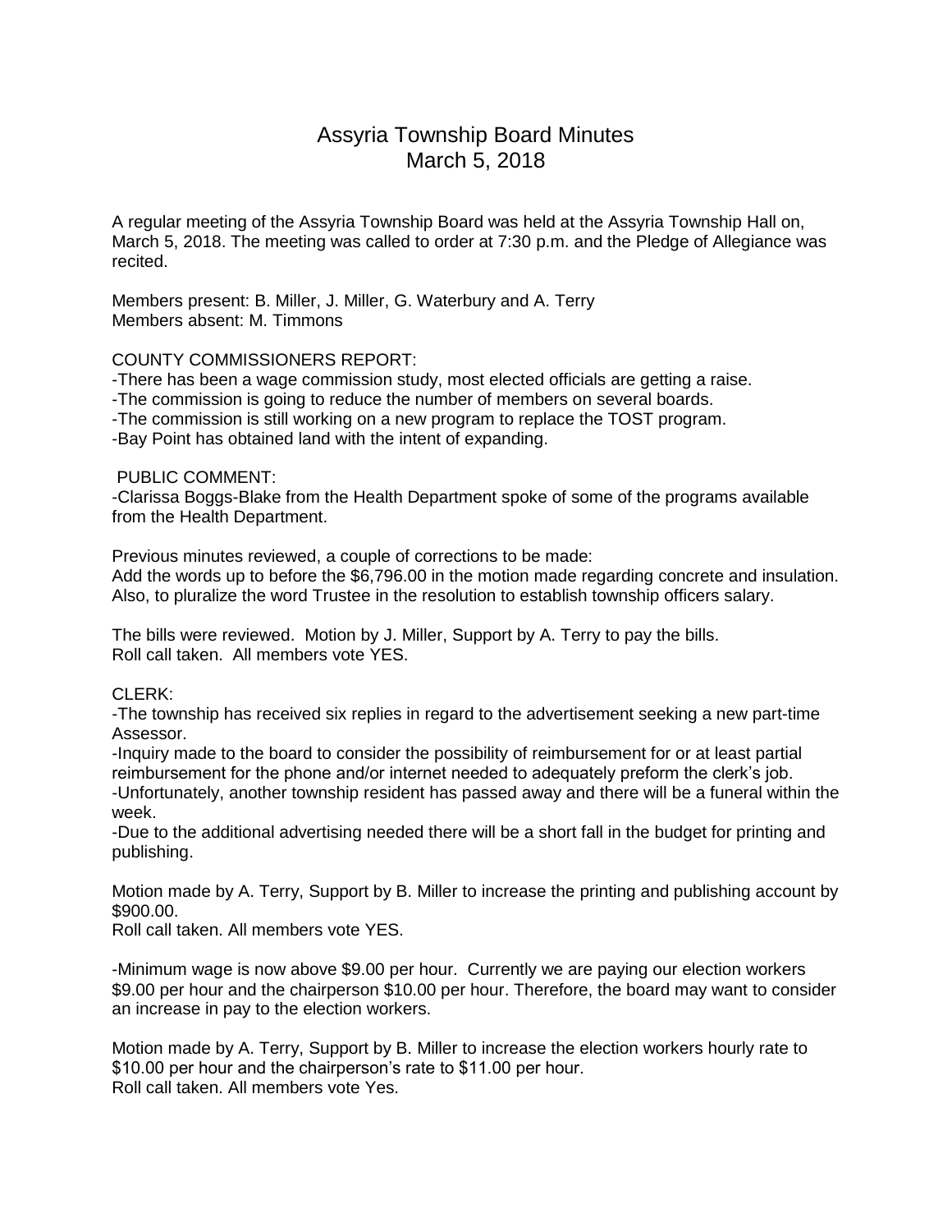# Assyria Township Board Minutes
# March 5, 2018

A regular meeting of the Assyria Township Board was held at the Assyria Township Hall on, March 5, 2018. The meeting was called to order at 7:30 p.m. and the Pledge of Allegiance was recited.

Members present: B. Miller, J. Miller, G. Waterbury and A. Terry
Members absent: M. Timmons

COUNTY COMMISSIONERS REPORT:
-There has been a wage commission study, most elected officials are getting a raise.
-The commission is going to reduce the number of members on several boards.
-The commission is still working on a new program to replace the TOST program.
-Bay Point has obtained land with the intent of expanding.

PUBLIC COMMENT:
-Clarissa Boggs-Blake from the Health Department spoke of some of the programs available from the Health Department.

Previous minutes reviewed, a couple of corrections to be made:
Add the words up to before the $6,796.00 in the motion made regarding concrete and insulation. Also, to pluralize the word Trustee in the resolution to establish township officers salary.

The bills were reviewed. Motion by J. Miller, Support by A. Terry to pay the bills.
Roll call taken. All members vote YES.

CLERK:
-The township has received six replies in regard to the advertisement seeking a new part-time Assessor.
-Inquiry made to the board to consider the possibility of reimbursement for or at least partial reimbursement for the phone and/or internet needed to adequately preform the clerk's job.
-Unfortunately, another township resident has passed away and there will be a funeral within the week.
-Due to the additional advertising needed there will be a short fall in the budget for printing and publishing.

Motion made by A. Terry, Support by B. Miller to increase the printing and publishing account by $900.00.
Roll call taken. All members vote YES.

-Minimum wage is now above $9.00 per hour. Currently we are paying our election workers $9.00 per hour and the chairperson $10.00 per hour. Therefore, the board may want to consider an increase in pay to the election workers.

Motion made by A. Terry, Support by B. Miller to increase the election workers hourly rate to $10.00 per hour and the chairperson's rate to $11.00 per hour.
Roll call taken. All members vote Yes.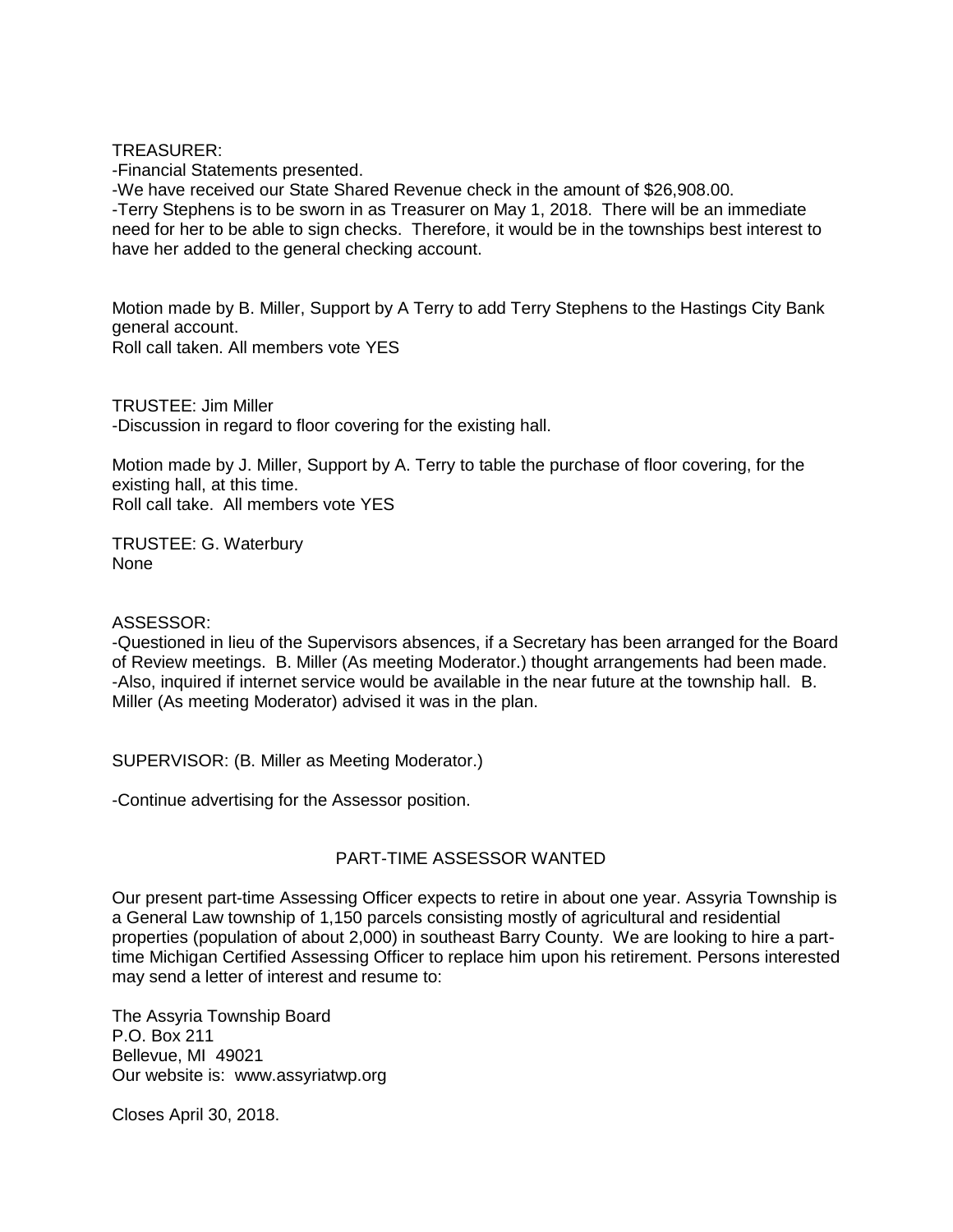TREASURER:

-Financial Statements presented.

-We have received our State Shared Revenue check in the amount of $26,908.00.

-Terry Stephens is to be sworn in as Treasurer on May 1, 2018. There will be an immediate need for her to be able to sign checks. Therefore, it would be in the townships best interest to have her added to the general checking account.

Motion made by B. Miller, Support by A Terry to add Terry Stephens to the Hastings City Bank general account.
Roll call taken. All members vote YES

TRUSTEE: Jim Miller

-Discussion in regard to floor covering for the existing hall.

Motion made by J. Miller, Support by A. Terry to table the purchase of floor covering, for the existing hall, at this time.
Roll call take. All members vote YES

TRUSTEE: G. Waterbury
None

ASSESSOR:

-Questioned in lieu of the Supervisors absences, if a Secretary has been arranged for the Board of Review meetings. B. Miller (As meeting Moderator.) thought arrangements had been made.

-Also, inquired if internet service would be available in the near future at the township hall. B. Miller (As meeting Moderator) advised it was in the plan.

SUPERVISOR: (B. Miller as Meeting Moderator.)

-Continue advertising for the Assessor position.

## PART-TIME ASSESSOR WANTED

Our present part-time Assessing Officer expects to retire in about one year. Assyria Township is a General Law township of 1,150 parcels consisting mostly of agricultural and residential properties (population of about 2,000) in southeast Barry County. We are looking to hire a part-time Michigan Certified Assessing Officer to replace him upon his retirement. Persons interested may send a letter of interest and resume to:

The Assyria Township Board
P.O. Box 211
Bellevue, MI 49021
Our website is: www.assyriatwp.org

Closes April 30, 2018.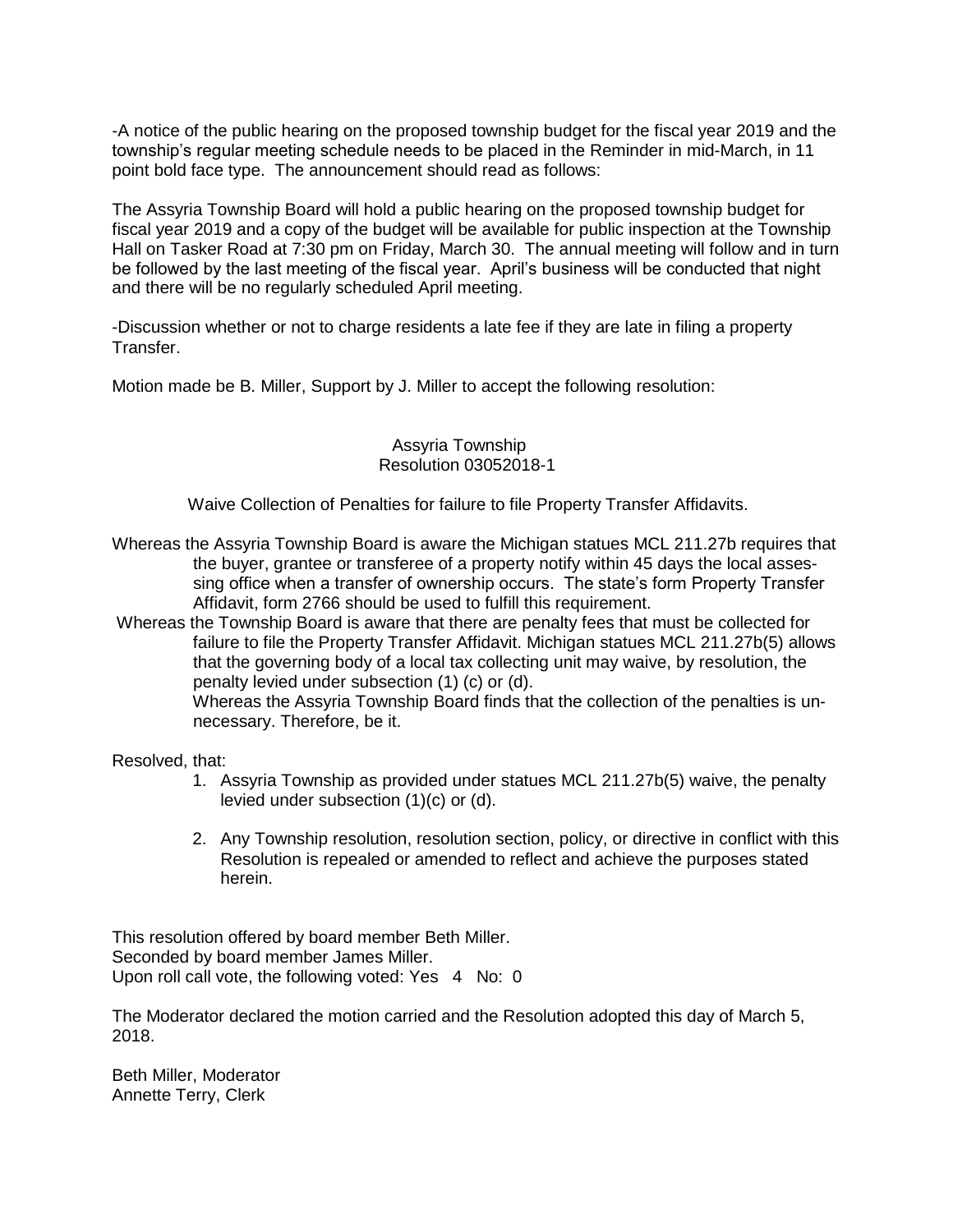-A notice of the public hearing on the proposed township budget for the fiscal year 2019 and the township's regular meeting schedule needs to be placed in the Reminder in mid-March, in 11 point bold face type. The announcement should read as follows:

The Assyria Township Board will hold a public hearing on the proposed township budget for fiscal year 2019 and a copy of the budget will be available for public inspection at the Township Hall on Tasker Road at 7:30 pm on Friday, March 30. The annual meeting will follow and in turn be followed by the last meeting of the fiscal year. April's business will be conducted that night and there will be no regularly scheduled April meeting.

-Discussion whether or not to charge residents a late fee if they are late in filing a property Transfer.

Motion made be B. Miller, Support by J. Miller to accept the following resolution:

Assyria Township
Resolution 03052018-1

Waive Collection of Penalties for failure to file Property Transfer Affidavits.

Whereas the Assyria Township Board is aware the Michigan statues MCL 211.27b requires that the buyer, grantee or transferee of a property notify within 45 days the local assessing office when a transfer of ownership occurs. The state's form Property Transfer Affidavit, form 2766 should be used to fulfill this requirement.

Whereas the Township Board is aware that there are penalty fees that must be collected for failure to file the Property Transfer Affidavit. Michigan statues MCL 211.27b(5) allows that the governing body of a local tax collecting unit may waive, by resolution, the penalty levied under subsection (1) (c) or (d).

Whereas the Assyria Township Board finds that the collection of the penalties is unnecessary. Therefore, be it.

Resolved, that:

1. Assyria Township as provided under statues MCL 211.27b(5) waive, the penalty levied under subsection (1)(c) or (d).

2. Any Township resolution, resolution section, policy, or directive in conflict with this Resolution is repealed or amended to reflect and achieve the purposes stated herein.

This resolution offered by board member Beth Miller.
Seconded by board member James Miller.
Upon roll call vote, the following voted: Yes 4 No: 0

The Moderator declared the motion carried and the Resolution adopted this day of March 5, 2018.

Beth Miller, Moderator
Annette Terry, Clerk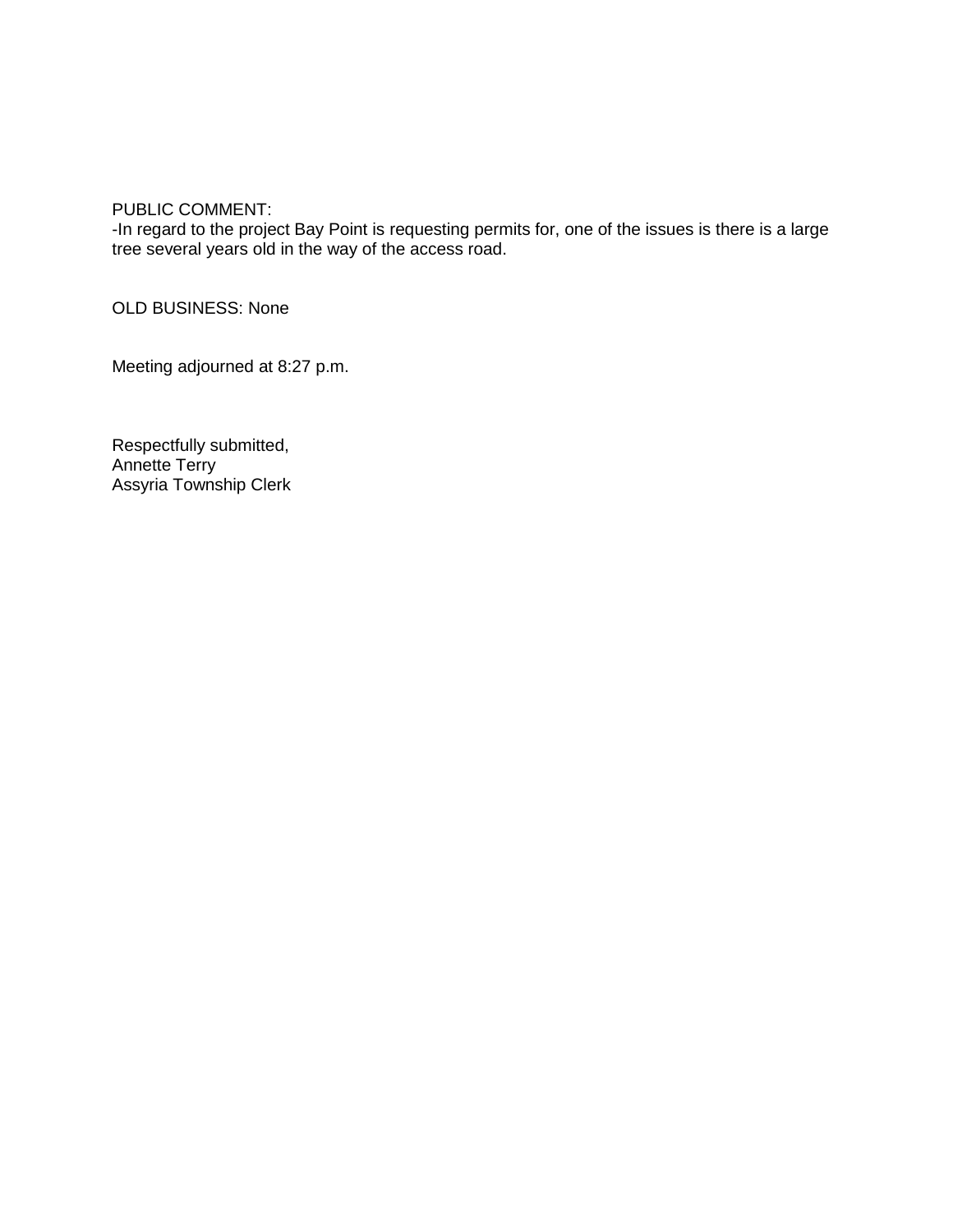PUBLIC COMMENT:
-In regard to the project Bay Point is requesting permits for, one of the issues is there is a large tree several years old in the way of the access road.

OLD BUSINESS: None

Meeting adjourned at 8:27 p.m.

Respectfully submitted,
Annette Terry
Assyria Township Clerk